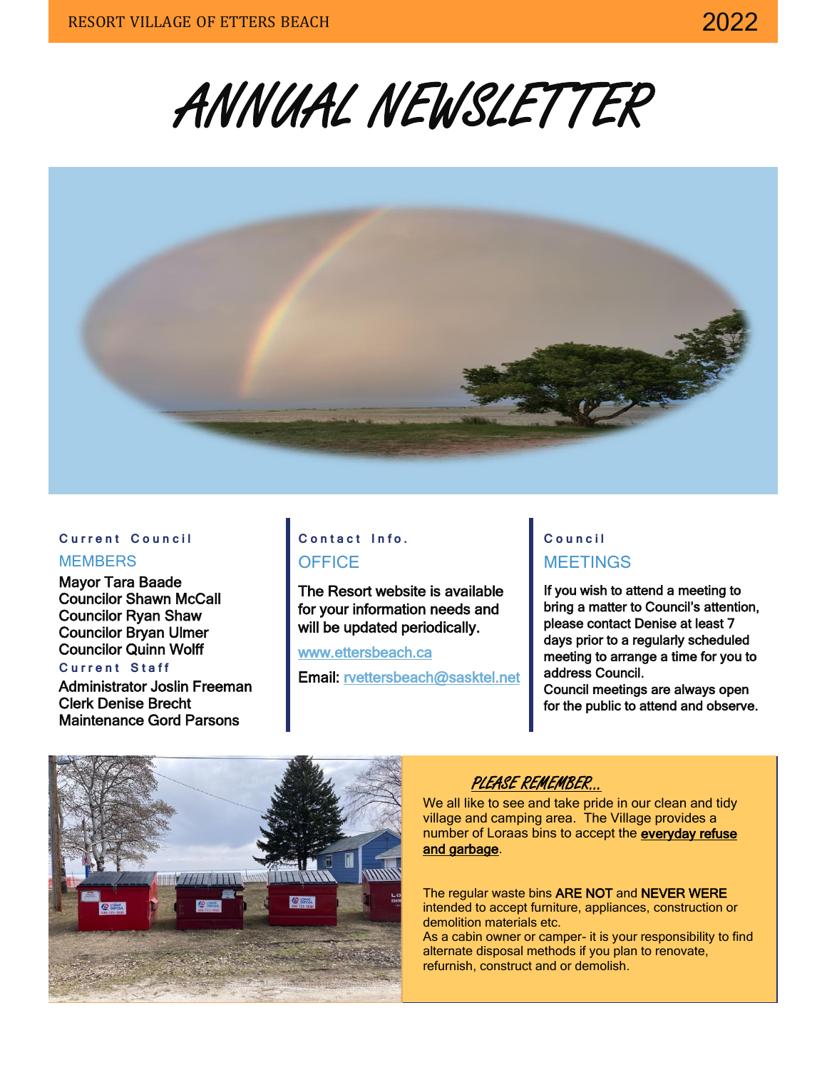RESORT VILLAGE OF ETTERS BEACH 2022

# ANNUAL NEWSLETTER

### Current Council MEMBERS

Mayor Tara Baade
Councilor Shawn McCall
Councilor Ryan Shaw
Councilor Bryan Ulmer
Councilor Quinn Wolff

### Current Staff

Administrator Joslin Freeman
Clerk Denise Brecht
Maintenance Gord Parsons

### Contact Info. OFFICE

The Resort website is available for your information needs and will be updated periodically.

www.ettersbeach.ca

Email: rvettersbeach@sasktel.net

### Council MEETINGS

If you wish to attend a meeting to bring a matter to Council's attention, please contact Denise at least 7 days prior to a regularly scheduled meeting to arrange a time for you to address Council.
Council meetings are always open for the public to attend and observe.

### PLEASE REMEMBER...

We all like to see and take pride in our clean and tidy village and camping area. The Village provides a number of Loraas bins to accept the **everyday refuse and garbage**.

The regular waste bins **ARE NOT** and **NEVER WERE** intended to accept furniture, appliances, construction or demolition materials etc.
As a cabin owner or camper- it is your responsibility to find alternate disposal methods if you plan to renovate, refurnish, construct and or demolish.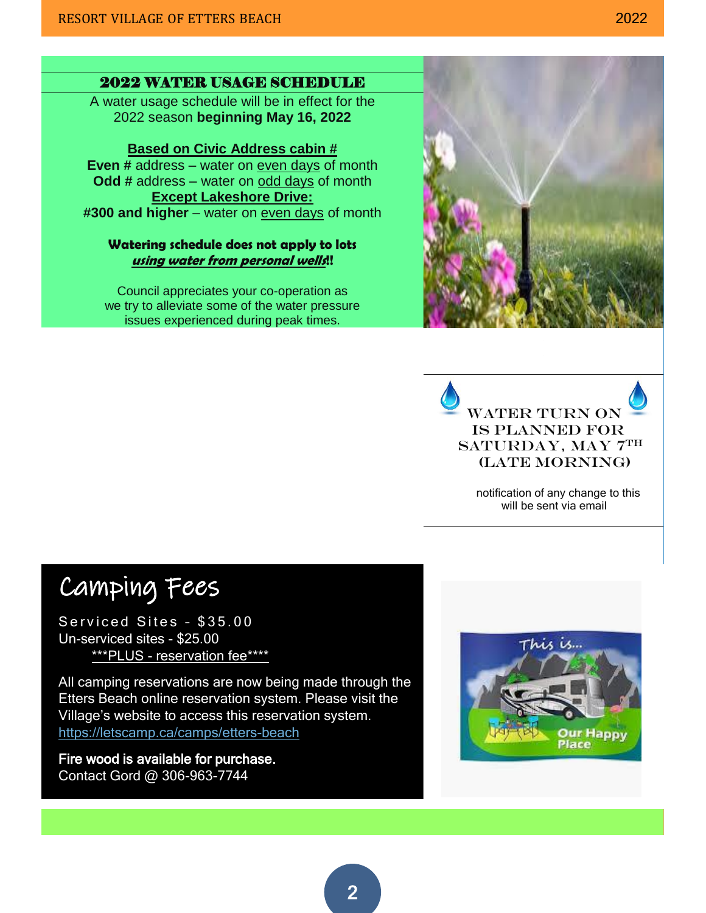## 2022 WATER USAGE SCHEDULE

A water usage schedule will be in effect for the 2022 season **beginning May 16, 2022**

**Based on Civic Address cabin #**

**Even #** address – water on even days of month

**Odd #** address – water on odd days of month

**Except Lakeshore Drive:**

**#300 and higher** – water on even days of month

**Watering schedule does not apply to lots *using water from personal wells*!!**

Council appreciates your co-operation as we try to alleviate some of the water pressure issues experienced during peak times.

## WATER TURN ON IS PLANNED FOR SATURDAY, MAY 7TH (LATE MORNING)

notification of any change to this will be sent via email

## Camping Fees

Serviced Sites - $35.00

Un-serviced sites - $25.00

***PLUS - reservation fee****

All camping reservations are now being made through the Etters Beach online reservation system. Please visit the Village's website to access this reservation system. https://letscamp.ca/camps/etters-beach

**Fire wood is available for purchase.**

Contact Gord @ 306-963-7744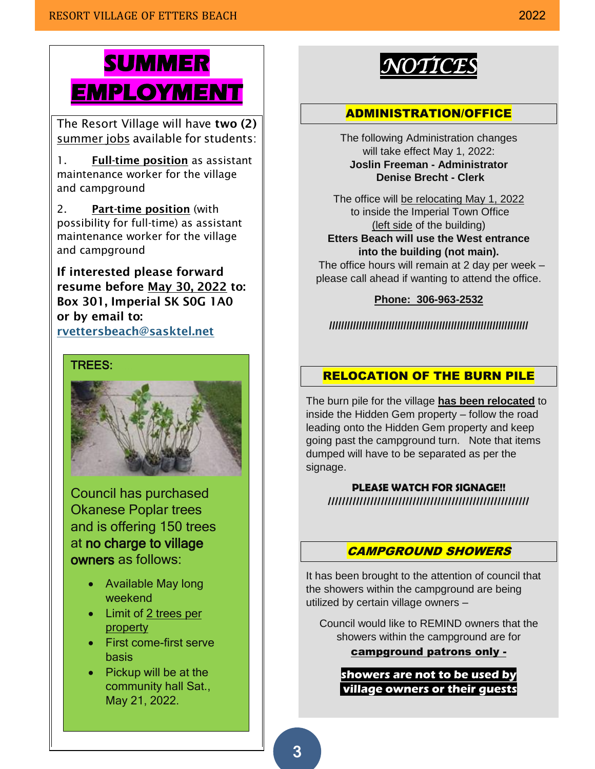# SUMMER EMPLOYMENT

The Resort Village will have **two (2)** summer jobs available for students:

1. **Full-time position** as assistant maintenance worker for the village and campground

2. **Part-time position** (with possibility for full-time) as assistant maintenance worker for the village and campground

**If interested please forward resume before May 30, 2022 to: Box 301, Imperial SK S0G 1A0 or by email to:** rvettersbeach@sasktel.net

## TREES:

Council has purchased Okanese Poplar trees and is offering 150 trees at no charge to village owners as follows:

- Available May long weekend
- Limit of 2 trees per property
- First come-first serve basis
- Pickup will be at the community hall Sat., May 21, 2022.

# *NOTICES*

## ADMINISTRATION/OFFICE

The following Administration changes will take effect May 1, 2022:
**Joslin Freeman - Administrator**
**Denise Brecht - Clerk**

The office will be relocating May 1, 2022 to inside the Imperial Town Office (left side of the building)
**Etters Beach will use the West entrance into the building (not main).**
The office hours will remain at 2 day per week – please call ahead if wanting to attend the office.

**Phone: 306-963-2532**

////////////////////////////////////////////////////////////////////////

## RELOCATION OF THE BURN PILE

The burn pile for the village **has been relocated** to inside the Hidden Gem property – follow the road leading onto the Hidden Gem property and keep going past the campground turn. Note that items dumped will have to be separated as per the signage.

**PLEASE WATCH FOR SIGNAGE!!**
////////////////////////////////////////////////////////////

## *CAMPGROUND SHOWERS*

It has been brought to the attention of council that the showers within the campground are being utilized by certain village owners –

Council would like to REMIND owners that the showers within the campground are for **campground patrons only -**

***showers are not to be used by village owners or their guests***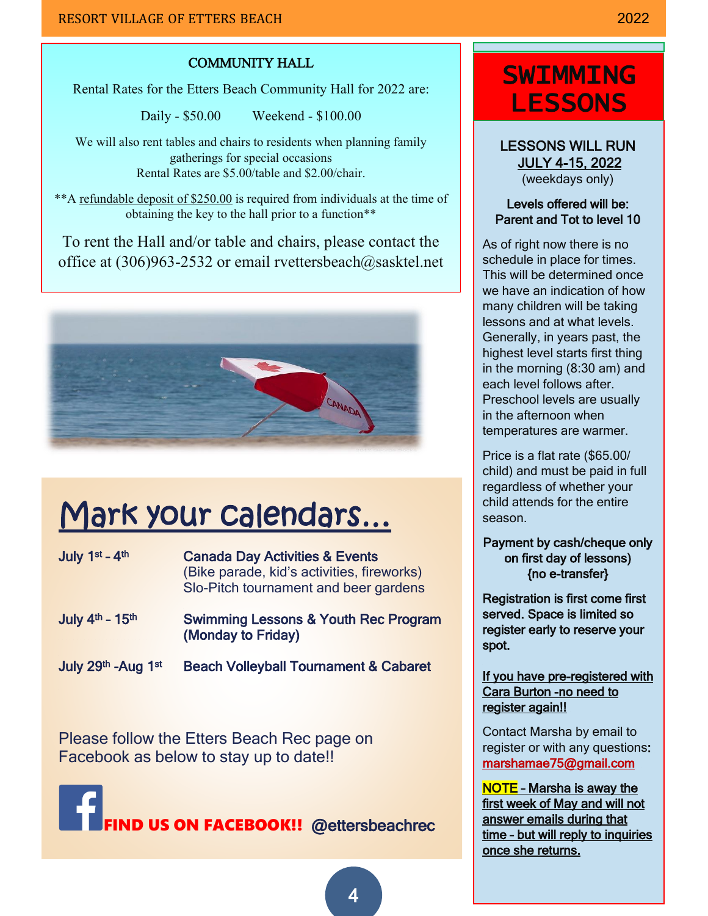## COMMUNITY HALL

Rental Rates for the Etters Beach Community Hall for 2022 are:

Daily - $50.00 Weekend - $100.00

We will also rent tables and chairs to residents when planning family gatherings for special occasions
Rental Rates are $5.00/table and $2.00/chair.

**A refundable deposit of $250.00 is required from individuals at the time of obtaining the key to the hall prior to a function**

To rent the Hall and/or table and chairs, please contact the office at (306)963-2532 or email rvettersbeach@sasktel.net

# Mark your calendars...

| | |
|---|---|
| **July 1st - 4th** | **Canada Day Activities & Events** (Bike parade, kid's activities, fireworks) Slo-Pitch tournament and beer gardens |
| **July 4th - 15th** | **Swimming Lessons & Youth Rec Program (Monday to Friday)** |
| **July 29th -Aug 1st** | **Beach Volleyball Tournament & Cabaret** |

Please follow the Etters Beach Rec page on Facebook as below to stay up to date!!

**FIND US ON FACEBOOK!! @ettersbeachrec**

# SWIMMING LESSONS

**LESSONS WILL RUN JULY 4-15, 2022**
(weekdays only)

**Levels offered will be: Parent and Tot to level 10**

As of right now there is no schedule in place for times. This will be determined once we have an indication of how many children will be taking lessons and at what levels. Generally, in years past, the highest level starts first thing in the morning (8:30 am) and each level follows after. Preschool levels are usually in the afternoon when temperatures are warmer.

Price is a flat rate ($65.00/ child) and must be paid in full regardless of whether your child attends for the entire season.

**Payment by cash/cheque only on first day of lessons) {no e-transfer}**

**Registration is first come first served. Space is limited so register early to reserve your spot.**

**If you have pre-registered with Cara Burton -no need to register again!!**

Contact Marsha by email to register or with any questions: marshamae75@gmail.com

**NOTE - Marsha is away the first week of May and will not answer emails during that time - but will reply to inquiries once she returns.**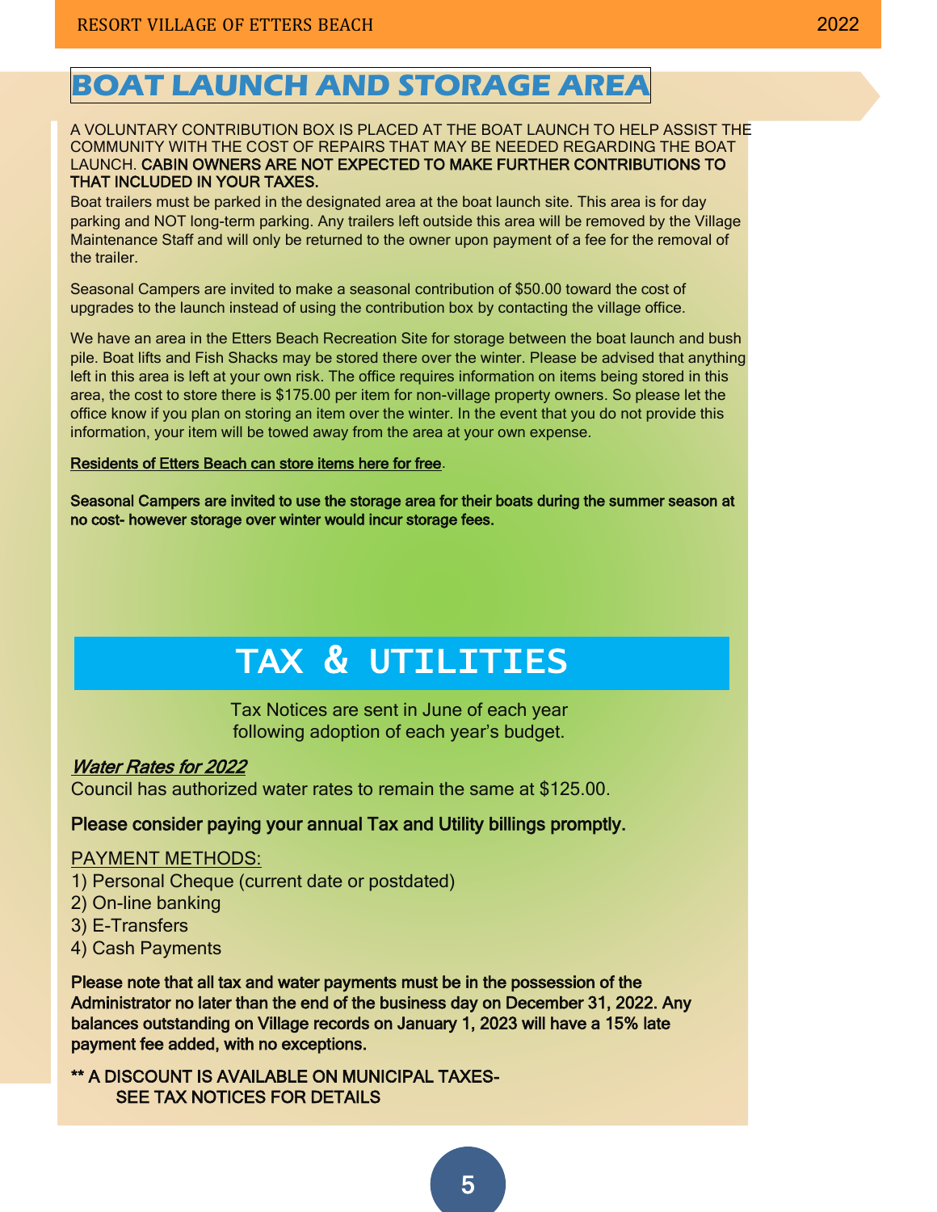# BOAT LAUNCH AND STORAGE AREA

A VOLUNTARY CONTRIBUTION BOX IS PLACED AT THE BOAT LAUNCH TO HELP ASSIST THE COMMUNITY WITH THE COST OF REPAIRS THAT MAY BE NEEDED REGARDING THE BOAT LAUNCH. **CABIN OWNERS ARE NOT EXPECTED TO MAKE FURTHER CONTRIBUTIONS TO THAT INCLUDED IN YOUR TAXES.**

Boat trailers must be parked in the designated area at the boat launch site. This area is for day parking and NOT long-term parking. Any trailers left outside this area will be removed by the Village Maintenance Staff and will only be returned to the owner upon payment of a fee for the removal of the trailer.

Seasonal Campers are invited to make a seasonal contribution of $50.00 toward the cost of upgrades to the launch instead of using the contribution box by contacting the village office.

We have an area in the Etters Beach Recreation Site for storage between the boat launch and bush pile. Boat lifts and Fish Shacks may be stored there over the winter. Please be advised that anything left in this area is left at your own risk. The office requires information on items being stored in this area, the cost to store there is $175.00 per item for non-village property owners. So please let the office know if you plan on storing an item over the winter. In the event that you do not provide this information, your item will be towed away from the area at your own expense.

<u>Residents of Etters Beach can store items here for free</u>.

**Seasonal Campers are invited to use the storage area for their boats during the summer season at no cost- however storage over winter would incur storage fees.**

# TAX & UTILITIES

Tax Notices are sent in June of each year following adoption of each year's budget.

***Water Rates for 2022***

Council has authorized water rates to remain the same at $125.00.

**Please consider paying your annual Tax and Utility billings promptly.**

PAYMENT METHODS:

1) Personal Cheque (current date or postdated)
2) On-line banking
3) E-Transfers
4) Cash Payments

**Please note that all tax and water payments must be in the possession of the Administrator no later than the end of the business day on December 31, 2022. Any balances outstanding on Village records on January 1, 2023 will have a 15% late payment fee added, with no exceptions.**

** A DISCOUNT IS AVAILABLE ON MUNICIPAL TAXES- SEE TAX NOTICES FOR DETAILS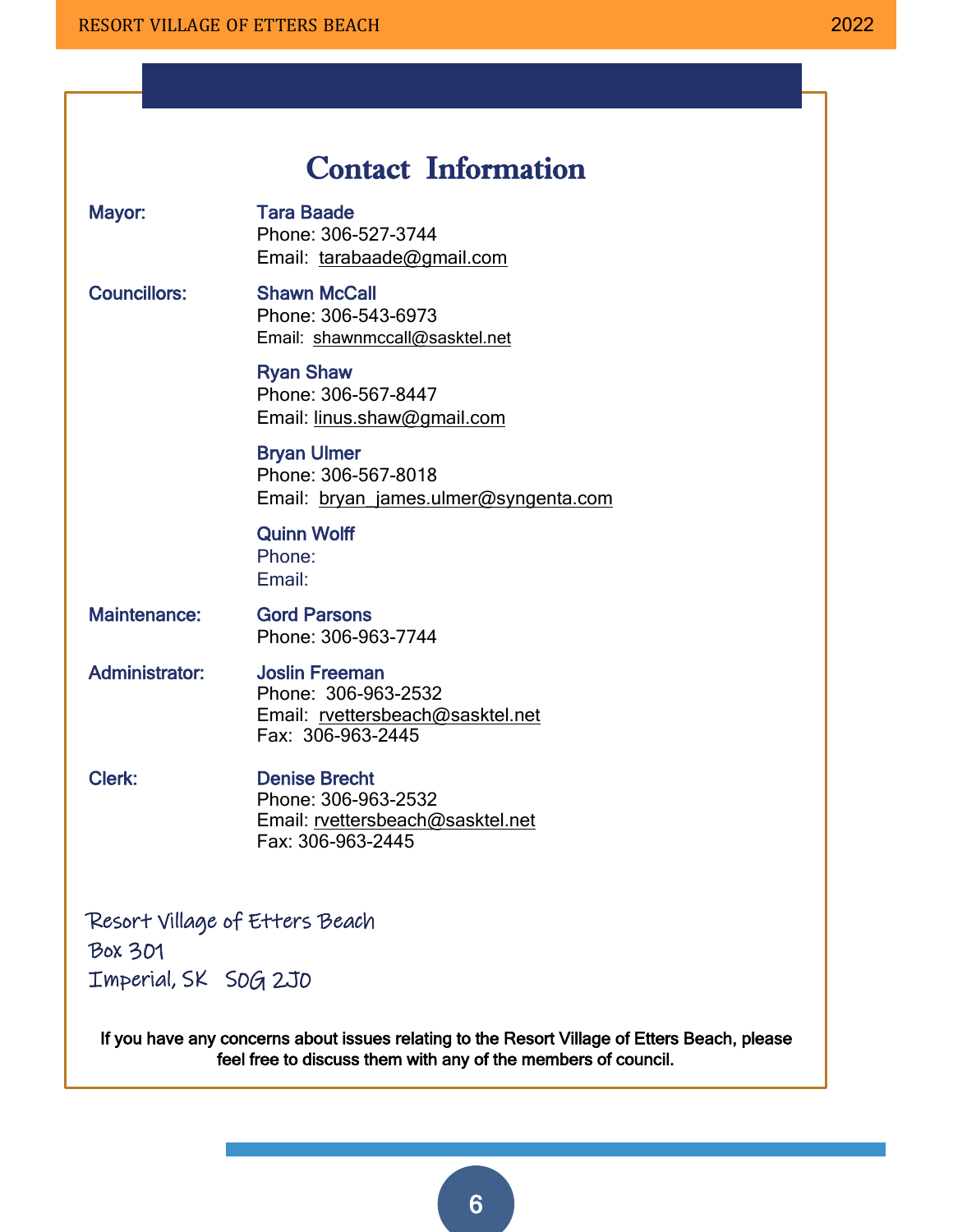# Contact Information

**Mayor:**

**Tara Baade**
Phone: 306-527-3744
Email: tarabaade@gmail.com

**Councillors:**

**Shawn McCall**
Phone: 306-543-6973
Email: shawnmccall@sasktel.net

**Ryan Shaw**
Phone: 306-567-8447
Email: linus.shaw@gmail.com

**Bryan Ulmer**
Phone: 306-567-8018
Email: bryan_james.ulmer@syngenta.com

**Quinn Wolff**
Phone:
Email:

**Maintenance:**

**Gord Parsons**
Phone: 306-963-7744

**Administrator:**

**Joslin Freeman**
Phone: 306-963-2532
Email: rvettersbeach@sasktel.net
Fax: 306-963-2445

**Clerk:**

**Denise Brecht**
Phone: 306-963-2532
Email: rvettersbeach@sasktel.net
Fax: 306-963-2445

Resort Village of Etters Beach
Box 301
Imperial, SK S0G 2J0

**If you have any concerns about issues relating to the Resort Village of Etters Beach, please feel free to discuss them with any of the members of council.**